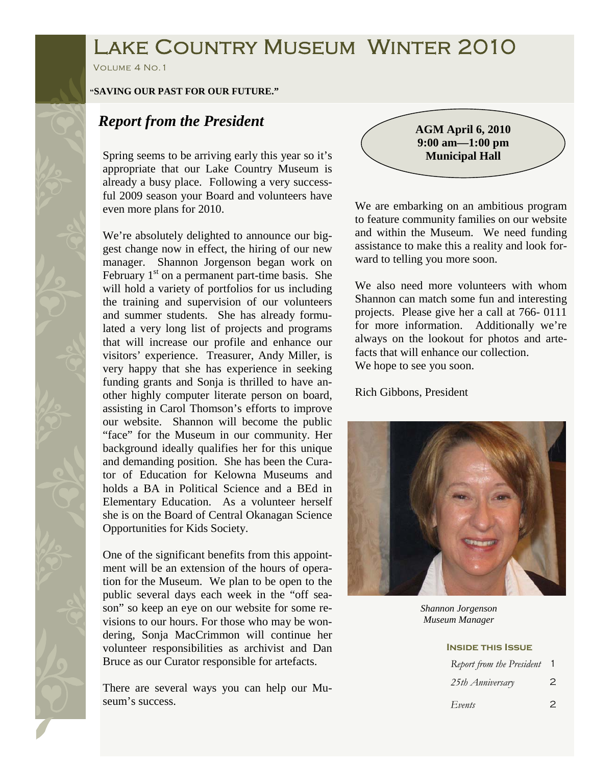# Lake Country Museum Winter 2010

Volume 4 No. 1

**"SAVING OUR PAST FOR OUR FUTURE."**

## *Report from the President*

Spring seems to be arriving early this year so it's appropriate that our Lake Country Museum is already a busy place. Following a very successful 2009 season your Board and volunteers have even more plans for 2010.

We're absolutely delighted to announce our biggest change now in effect, the hiring of our new manager. Shannon Jorgenson began work on February 1st on a permanent part-time basis. She will hold a variety of portfolios for us including the training and supervision of our volunteers and summer students. She has already formulated a very long list of projects and programs that will increase our profile and enhance our visitors' experience. Treasurer, Andy Miller, is very happy that she has experience in seeking funding grants and Sonja is thrilled to have another highly computer literate person on board, assisting in Carol Thomson's efforts to improve our website. Shannon will become the public "face" for the Museum in our community. Her background ideally qualifies her for this unique and demanding position. She has been the Curator of Education for Kelowna Museums and holds a BA in Political Science and a BEd in Elementary Education. As a volunteer herself she is on the Board of Central Okanagan Science Opportunities for Kids Society.

One of the significant benefits from this appointment will be an extension of the hours of operation for the Museum. We plan to be open to the public several days each week in the "off season" so keep an eye on our website for some revisions to our hours. For those who may be wondering, Sonja MacCrimmon will continue her volunteer responsibilities as archivist and Dan Bruce as our Curator responsible for artefacts.

There are several ways you can help our Museum's success.

**AGM April 6, 2010**
**9:00 am—1:00 pm**
**Municipal Hall**

We are embarking on an ambitious program to feature community families on our website and within the Museum. We need funding assistance to make this a reality and look forward to telling you more soon.

We also need more volunteers with whom Shannon can match some fun and interesting projects. Please give her a call at 766- 0111 for more information. Additionally we're always on the lookout for photos and artefacts that will enhance our collection.
We hope to see you soon.

Rich Gibbons, President

*Shannon Jorgenson*
*Museum Manager*

**Inside this Issue**

| | |
|---|---|
| *Report from the President* | 1 |
| *25th Anniversary* | 2 |
| *Events* | 2 |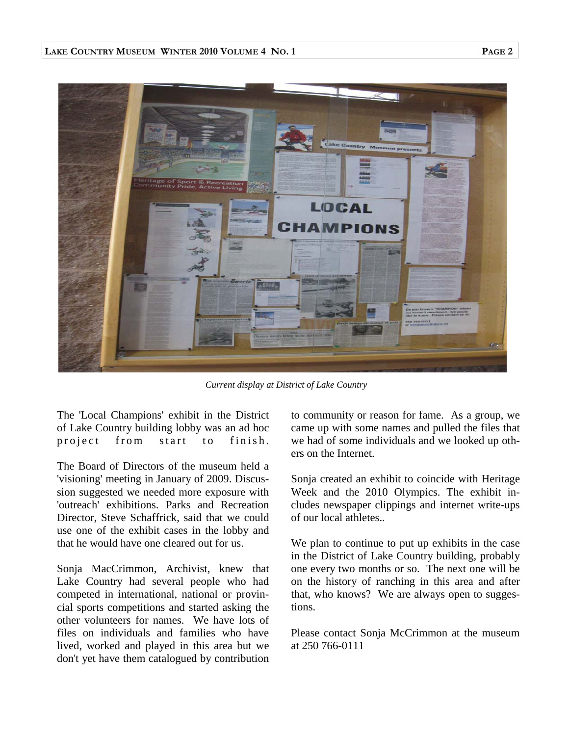*Current display at District of Lake Country*

The 'Local Champions' exhibit in the District of Lake Country building lobby was an ad hoc project from start to finish.

The Board of Directors of the museum held a 'visioning' meeting in January of 2009. Discussion suggested we needed more exposure with 'outreach' exhibitions. Parks and Recreation Director, Steve Schaffrick, said that we could use one of the exhibit cases in the lobby and that he would have one cleared out for us.

Sonja MacCrimmon, Archivist, knew that Lake Country had several people who had competed in international, national or provincial sports competitions and started asking the other volunteers for names. We have lots of files on individuals and families who have lived, worked and played in this area but we don't yet have them catalogued by contribution to community or reason for fame. As a group, we came up with some names and pulled the files that we had of some individuals and we looked up others on the Internet.

Sonja created an exhibit to coincide with Heritage Week and the 2010 Olympics. The exhibit includes newspaper clippings and internet write-ups of our local athletes..

We plan to continue to put up exhibits in the case in the District of Lake Country building, probably one every two months or so. The next one will be on the history of ranching in this area and after that, who knows? We are always open to suggestions.

Please contact Sonja McCrimmon at the museum at 250 766-0111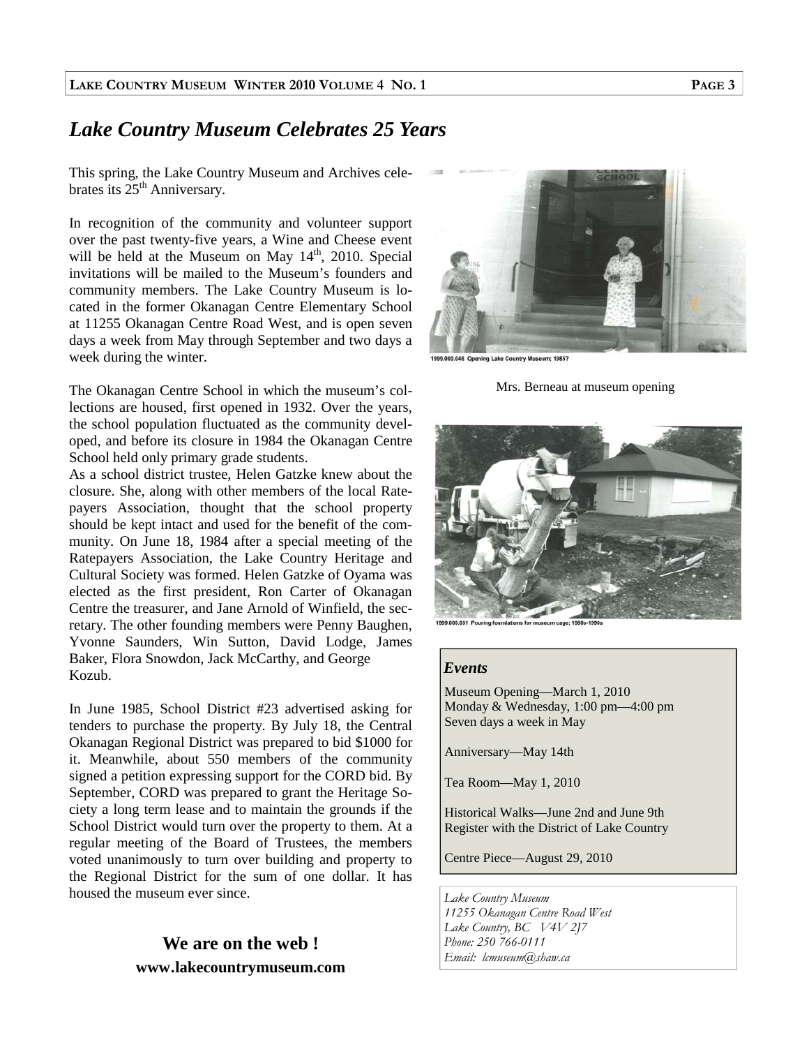# *Lake Country Museum Celebrates 25 Years*

This spring, the Lake Country Museum and Archives celebrates its 25th Anniversary.

In recognition of the community and volunteer support over the past twenty-five years, a Wine and Cheese event will be held at the Museum on May 14th, 2010. Special invitations will be mailed to the Museum's founders and community members. The Lake Country Museum is located in the former Okanagan Centre Elementary School at 11255 Okanagan Centre Road West, and is open seven days a week from May through September and two days a week during the winter.

The Okanagan Centre School in which the museum's collections are housed, first opened in 1932. Over the years, the school population fluctuated as the community developed, and before its closure in 1984 the Okanagan Centre School held only primary grade students.

As a school district trustee, Helen Gatzke knew about the closure. She, along with other members of the local Ratepayers Association, thought that the school property should be kept intact and used for the benefit of the community. On June 18, 1984 after a special meeting of the Ratepayers Association, the Lake Country Heritage and Cultural Society was formed. Helen Gatzke of Oyama was elected as the first president, Ron Carter of Okanagan Centre the treasurer, and Jane Arnold of Winfield, the secretary. The other founding members were Penny Baughen, Yvonne Saunders, Win Sutton, David Lodge, James Baker, Flora Snowdon, Jack McCarthy, and George Kozub.

In June 1985, School District #23 advertised asking for tenders to purchase the property. By July 18, the Central Okanagan Regional District was prepared to bid $1000 for it. Meanwhile, about 550 members of the community signed a petition expressing support for the CORD bid. By September, CORD was prepared to grant the Heritage Society a long term lease and to maintain the grounds if the School District would turn over the property to them. At a regular meeting of the Board of Trustees, the members voted unanimously to turn over building and property to the Regional District for the sum of one dollar. It has housed the museum ever since.

**We are on the web !**

**www.lakecountrymuseum.com**

1999.060.646 Opening Lake Country Museum; 1985?

Mrs. Berneau at museum opening

1999.000.051 Pouring foundations for museum cage; 1980s-1990s

### *Events*

Museum Opening—March 1, 2010
Monday & Wednesday, 1:00 pm—4:00 pm
Seven days a week in May

Anniversary—May 14th

Tea Room—May 1, 2010

Historical Walks—June 2nd and June 9th
Register with the District of Lake Country

Centre Piece—August 29, 2010

*Lake Country Museum*
*11255 Okanagan Centre Road West*
*Lake Country, BC V4V 2J7*
*Phone: 250 766-0111*
*Email: lcmuseum@shaw.ca*